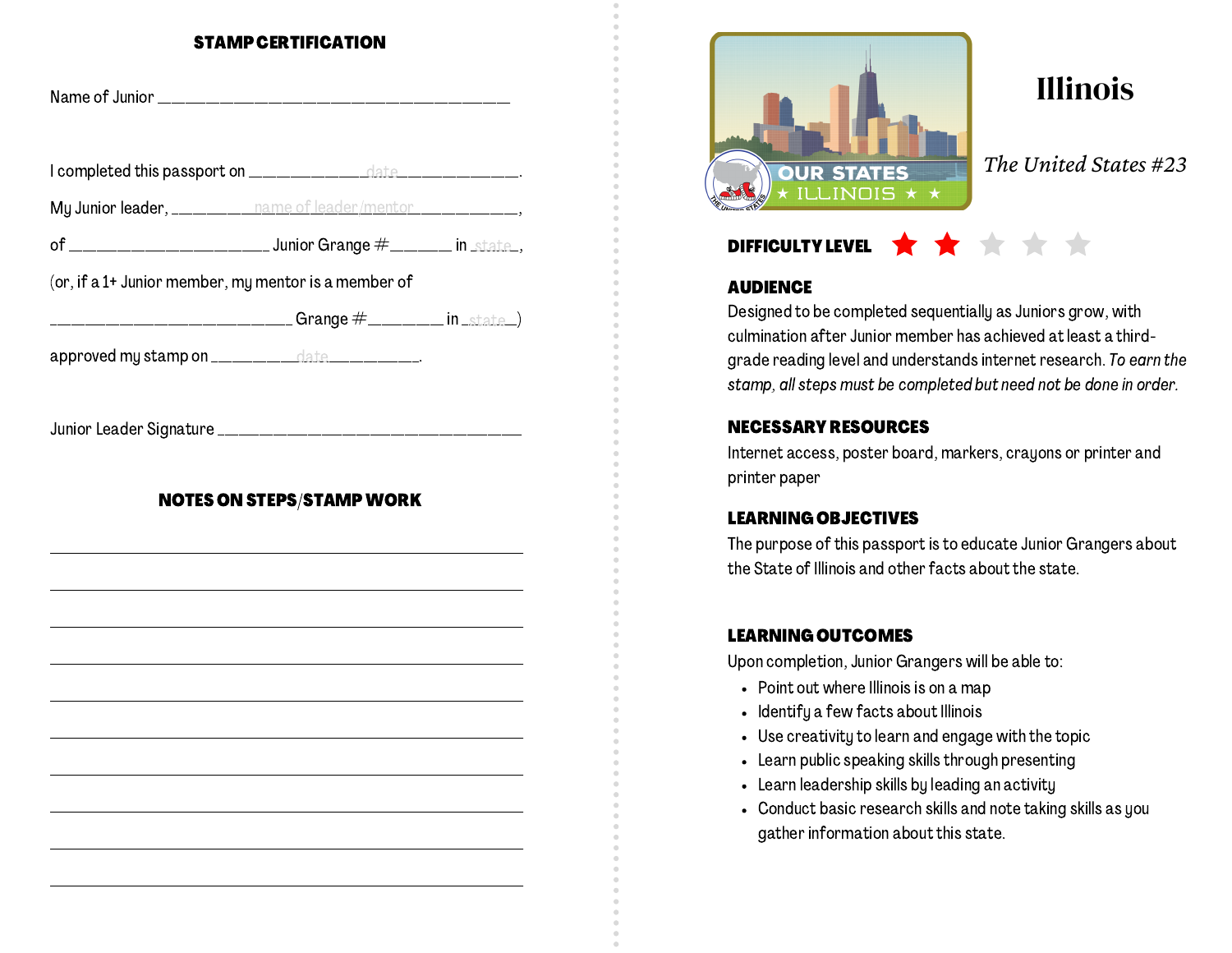## STAMP CERTIFICATION

Name of Junior ________________________________________

I completed this passport on ____________date____________.

My Junior leader, ________name of leader/mentor__________,

of ______________________ Junior Grange #_______ in _state_,

(or, if a 1+ Junior member, my mentor is a member of

___________________________ Grange #________ in _state_)

approved my stamp on _________date_________.

Junior Leader Signature __________________________________

## NOTES ON STEPS/STAMP WORK

______________________________________________________

______________________________________________________

______________________________________________________

______________________________________________________

______________________________________________________

______________________________________________________

______________________________________________________

______________________________________________________

______________________________________________________

______________________________________________________

# Illinois

*The United States #23*

**DIFFICULTY LEVEL** ★★☆☆☆

### AUDIENCE

Designed to be completed sequentially as Juniors grow, with culmination after Junior member has achieved at least a third-grade reading level and understands internet research. *To earn the stamp, all steps must be completed but need not be done in order.*

### NECESSARY RESOURCES

Internet access, poster board, markers, crayons or printer and printer paper

### LEARNING OBJECTIVES

The purpose of this passport is to educate Junior Grangers about the State of Illinois and other facts about the state.

### LEARNING OUTCOMES

Upon completion, Junior Grangers will be able to:

- Point out where Illinois is on a map
- Identify a few facts about Illinois
- Use creativity to learn and engage with the topic
- Learn public speaking skills through presenting
- Learn leadership skills by leading an activity
- Conduct basic research skills and note taking skills as you gather information about this state.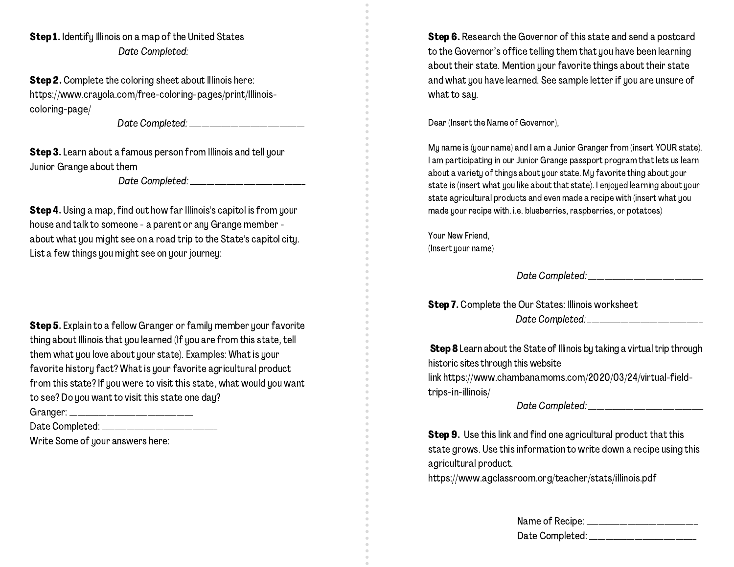**Step 1.** Identify Illinois on a map of the United States

*Date Completed:* ____________________

**Step 2.** Complete the coloring sheet about Illinois here: https://www.crayola.com/free-coloring-pages/print/Illinois-coloring-page/

*Date Completed:* ____________________

**Step 3.** Learn about a famous person from Illinois and tell your Junior Grange about them

*Date Completed:* ____________________

**Step 4.** Using a map, find out how far Illinois's capitol is from your house and talk to someone - a parent or any Grange member - about what you might see on a road trip to the State's capitol city. List a few things you might see on your journey:

**Step 5.** Explain to a fellow Granger or family member your favorite thing about Illinois that you learned (If you are from this state, tell them what you love about your state). Examples: What is your favorite history fact? What is your favorite agricultural product from this state? If you were to visit this state, what would you want to see? Do you want to visit this state one day?

Granger: ____________________

Date Completed: ____________________

Write Some of your answers here:

**Step 6.** Research the Governor of this state and send a postcard to the Governor's office telling them that you have been learning about their state. Mention your favorite things about their state and what you have learned. See sample letter if you are unsure of what to say.

Dear (Insert the Name of Governor),

My name is (your name) and I am a Junior Granger from (insert YOUR state). I am participating in our Junior Grange passport program that lets us learn about a variety of things about your state. My favorite thing about your state is (insert what you like about that state). I enjoyed learning about your state agricultural products and even made a recipe with (insert what you made your recipe with. i.e. blueberries, raspberries, or potatoes)

Your New Friend,
(Insert your name)

*Date Completed:* ____________________

**Step 7.** Complete the Our States: Illinois worksheet

*Date Completed:* ____________________

**Step 8** Learn about the State of Illinois by taking a virtual trip through historic sites through this website link https://www.chambanamoms.com/2020/03/24/virtual-field-trips-in-illinois/

*Date Completed:* ____________________

**Step 9.** Use this link and find one agricultural product that this state grows. Use this information to write down a recipe using this agricultural product. https://www.agclassroom.org/teacher/stats/illinois.pdf

Name of Recipe: ____________________

Date Completed: ____________________